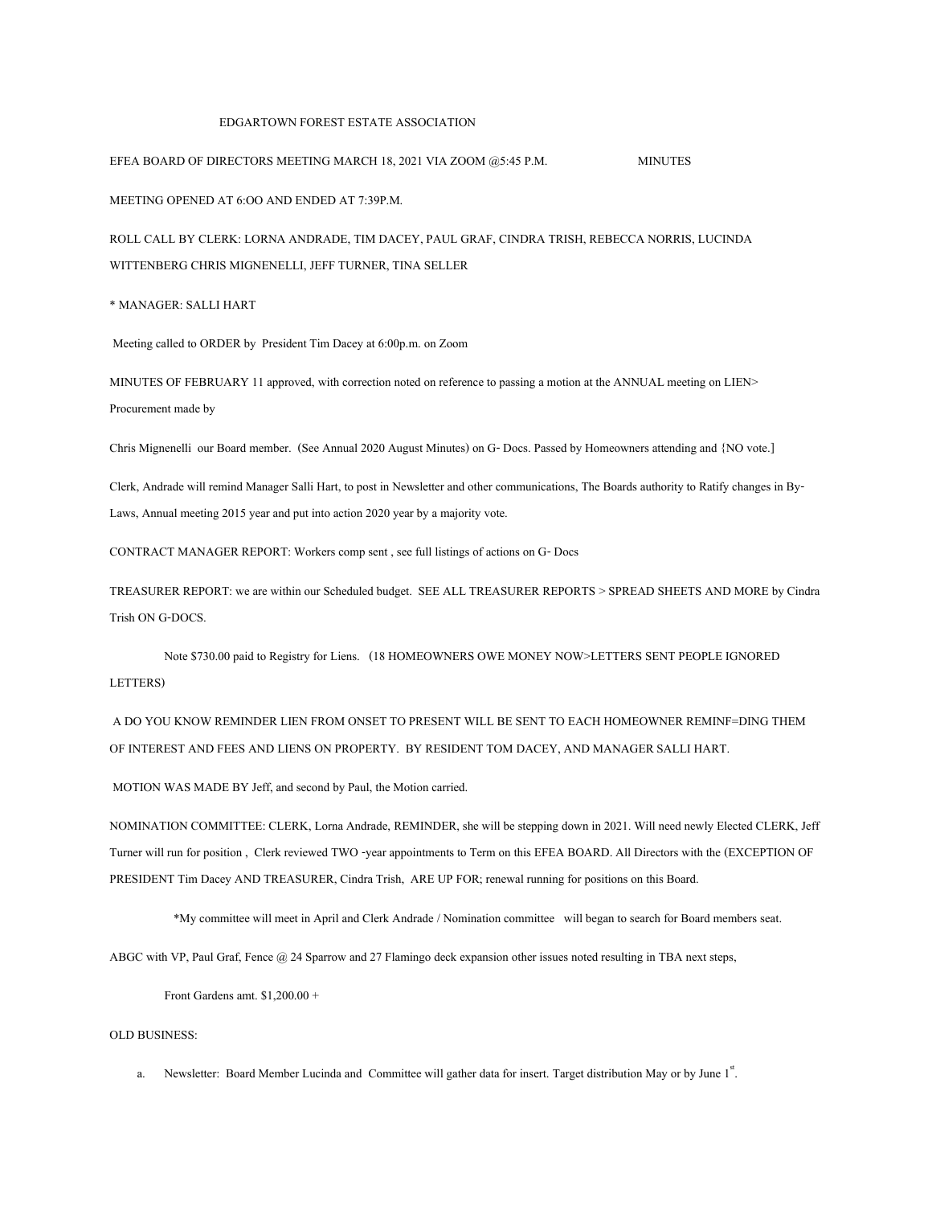EDGARTOWN FOREST ESTATE ASSOCIATION

EFEA BOARD OF DIRECTORS MEETING MARCH 18, 2021 VIA ZOOM @5:45 P.M. MINUTES

MEETING OPENED AT 6:OO AND ENDED AT 7:39P.M.

ROLL CALL BY CLERK: LORNA ANDRADE, TIM DACEY, PAUL GRAF, CINDRA TRISH, REBECCA NORRIS, LUCINDA WITTENBERG CHRIS MIGNENELLI, JEFF TURNER, TINA SELLER

* MANAGER: SALLI HART

Meeting called to ORDER by President Tim Dacey at 6:00p.m. on Zoom

MINUTES OF FEBRUARY 11 approved, with correction noted on reference to passing a motion at the ANNUAL meeting on LIEN> Procurement made by

Chris Mignenelli our Board member. (See Annual 2020 August Minutes) on G- Docs. Passed by Homeowners attending and {NO vote.]

Clerk, Andrade will remind Manager Salli Hart, to post in Newsletter and other communications, The Boards authority to Ratify changes in By-Laws, Annual meeting 2015 year and put into action 2020 year by a majority vote.

CONTRACT MANAGER REPORT: Workers comp sent , see full listings of actions on G- Docs

TREASURER REPORT: we are within our Scheduled budget. SEE ALL TREASURER REPORTS > SPREAD SHEETS AND MORE by Cindra Trish ON G-DOCS.

Note $730.00 paid to Registry for Liens. (18 HOMEOWNERS OWE MONEY NOW>LETTERS SENT PEOPLE IGNORED LETTERS)

A DO YOU KNOW REMINDER LIEN FROM ONSET TO PRESENT WILL BE SENT TO EACH HOMEOWNER REMINF=DING THEM OF INTEREST AND FEES AND LIENS ON PROPERTY. BY RESIDENT TOM DACEY, AND MANAGER SALLI HART.

MOTION WAS MADE BY Jeff, and second by Paul, the Motion carried.

NOMINATION COMMITTEE: CLERK, Lorna Andrade, REMINDER, she will be stepping down in 2021. Will need newly Elected CLERK, Jeff Turner will run for position , Clerk reviewed TWO -year appointments to Term on this EFEA BOARD. All Directors with the (EXCEPTION OF PRESIDENT Tim Dacey AND TREASURER, Cindra Trish, ARE UP FOR; renewal running for positions on this Board.

*My committee will meet in April and Clerk Andrade / Nomination committee will began to search for Board members seat.

ABGC with VP, Paul Graf, Fence @ 24 Sparrow and 27 Flamingo deck expansion other issues noted resulting in TBA next steps,

Front Gardens amt. $1,200.00 +

OLD BUSINESS:

a. Newsletter: Board Member Lucinda and Committee will gather data for insert. Target distribution May or by June 1st.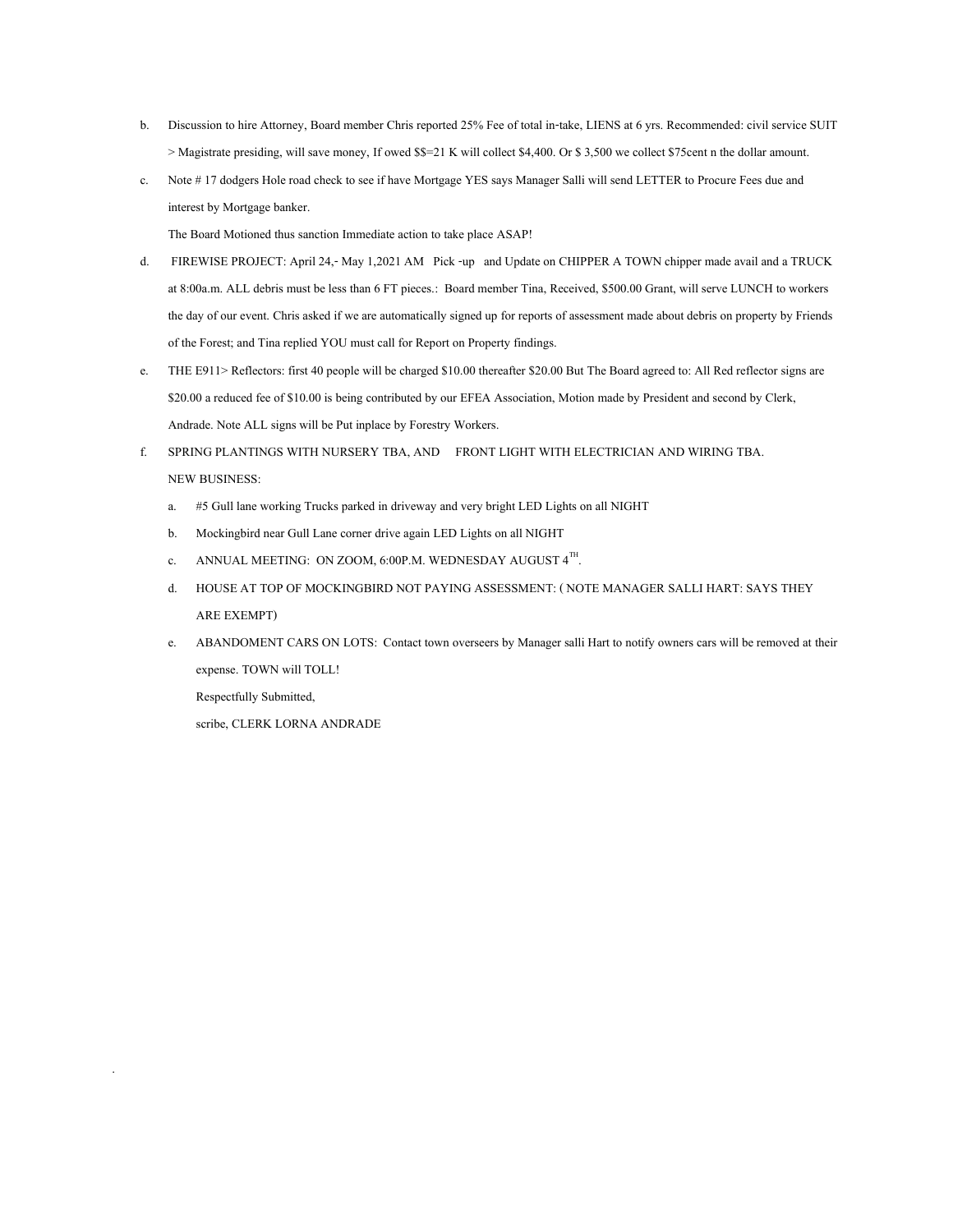b. Discussion to hire Attorney, Board member Chris reported 25% Fee of total in-take, LIENS at 6 yrs. Recommended: civil service SUIT > Magistrate presiding, will save money, If owed $$=21 K will collect $4,400. Or $ 3,500 we collect $75cent n the dollar amount.

c. Note # 17 dodgers Hole road check to see if have Mortgage YES says Manager Salli will send LETTER to Procure Fees due and interest by Mortgage banker.

   The Board Motioned thus sanction Immediate action to take place ASAP!

d. FIREWISE PROJECT: April 24,- May 1,2021 AM Pick -up and Update on CHIPPER A TOWN chipper made avail and a TRUCK at 8:00a.m. ALL debris must be less than 6 FT pieces.: Board member Tina, Received, $500.00 Grant, will serve LUNCH to workers the day of our event. Chris asked if we are automatically signed up for reports of assessment made about debris on property by Friends of the Forest; and Tina replied YOU must call for Report on Property findings.

e. THE E911> Reflectors: first 40 people will be charged $10.00 thereafter $20.00 But The Board agreed to: All Red reflector signs are $20.00 a reduced fee of $10.00 is being contributed by our EFEA Association, Motion made by President and second by Clerk, Andrade. Note ALL signs will be Put inplace by Forestry Workers.

f. SPRING PLANTINGS WITH NURSERY TBA, AND FRONT LIGHT WITH ELECTRICIAN AND WIRING TBA.

   NEW BUSINESS:

   a. #5 Gull lane working Trucks parked in driveway and very bright LED Lights on all NIGHT
   b. Mockingbird near Gull Lane corner drive again LED Lights on all NIGHT
   c. ANNUAL MEETING: ON ZOOM, 6:00P.M. WEDNESDAY AUGUST 4TH.
   d. HOUSE AT TOP OF MOCKINGBIRD NOT PAYING ASSESSMENT: ( NOTE MANAGER SALLI HART: SAYS THEY ARE EXEMPT)
   e. ABANDOMENT CARS ON LOTS: Contact town overseers by Manager salli Hart to notify owners cars will be removed at their expense. TOWN will TOLL!

      Respectfully Submitted,

      scribe, CLERK LORNA ANDRADE